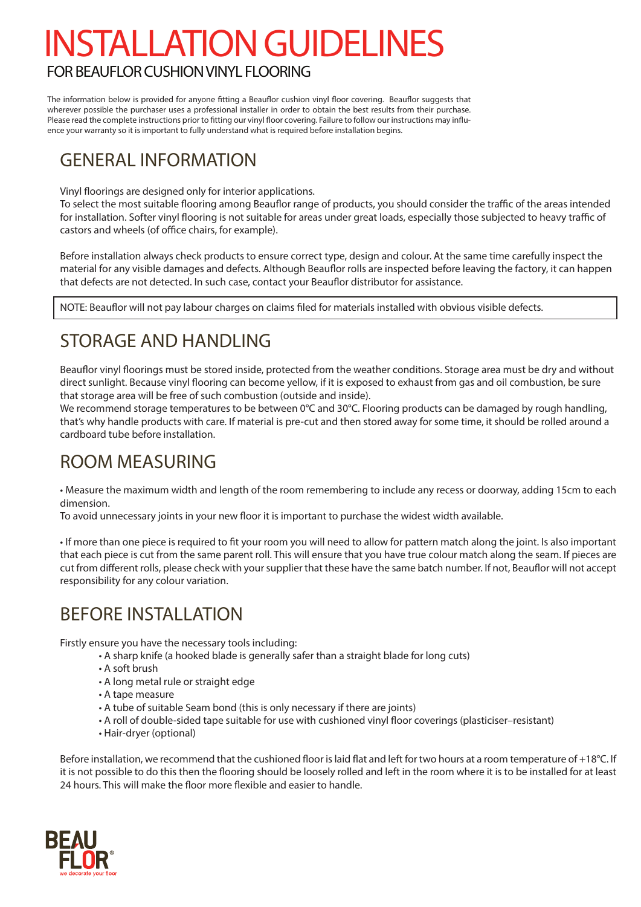# INSTALLATION GUIDELINES

## FOR BEAUFLOR CUSHION VINYL FLOORING

The information below is provided for anyone fitting a Beauflor cushion vinyl floor covering. Beauflor suggests that wherever possible the purchaser uses a professional installer in order to obtain the best results from their purchase. Please read the complete instructions prior to fitting our vinyl floor covering. Failure to follow our instructions may influence your warranty so it is important to fully understand what is required before installation begins.

## GENERAL INFORMATION

Vinyl floorings are designed only for interior applications.
To select the most suitable flooring among Beauflor range of products, you should consider the traffic of the areas intended for installation. Softer vinyl flooring is not suitable for areas under great loads, especially those subjected to heavy traffic of castors and wheels (of office chairs, for example).

Before installation always check products to ensure correct type, design and colour. At the same time carefully inspect the material for any visible damages and defects. Although Beauflor rolls are inspected before leaving the factory, it can happen that defects are not detected. In such case, contact your Beauflor distributor for assistance.

NOTE: Beauflor will not pay labour charges on claims filed for materials installed with obvious visible defects.

## STORAGE AND HANDLING

Beauflor vinyl floorings must be stored inside, protected from the weather conditions. Storage area must be dry and without direct sunlight. Because vinyl flooring can become yellow, if it is exposed to exhaust from gas and oil combustion, be sure that storage area will be free of such combustion (outside and inside).
We recommend storage temperatures to be between 0°C and 30°C. Flooring products can be damaged by rough handling, that's why handle products with care. If material is pre-cut and then stored away for some time, it should be rolled around a cardboard tube before installation.

## ROOM MEASURING

• Measure the maximum width and length of the room remembering to include any recess or doorway, adding 15cm to each dimension.
To avoid unnecessary joints in your new floor it is important to purchase the widest width available.

• If more than one piece is required to fit your room you will need to allow for pattern match along the joint. Is also important that each piece is cut from the same parent roll. This will ensure that you have true colour match along the seam. If pieces are cut from different rolls, please check with your supplier that these have the same batch number. If not, Beauflor will not accept responsibility for any colour variation.

## BEFORE INSTALLATION

Firstly ensure you have the necessary tools including:

- A sharp knife (a hooked blade is generally safer than a straight blade for long cuts)
- A soft brush
- A long metal rule or straight edge
- A tape measure
- A tube of suitable Seam bond (this is only necessary if there are joints)
- A roll of double-sided tape suitable for use with cushioned vinyl floor coverings (plasticiser–resistant)
- Hair-dryer (optional)

Before installation, we recommend that the cushioned floor is laid flat and left for two hours at a room temperature of +18°C. If it is not possible to do this then the flooring should be loosely rolled and left in the room where it is to be installed for at least 24 hours. This will make the floor more flexible and easier to handle.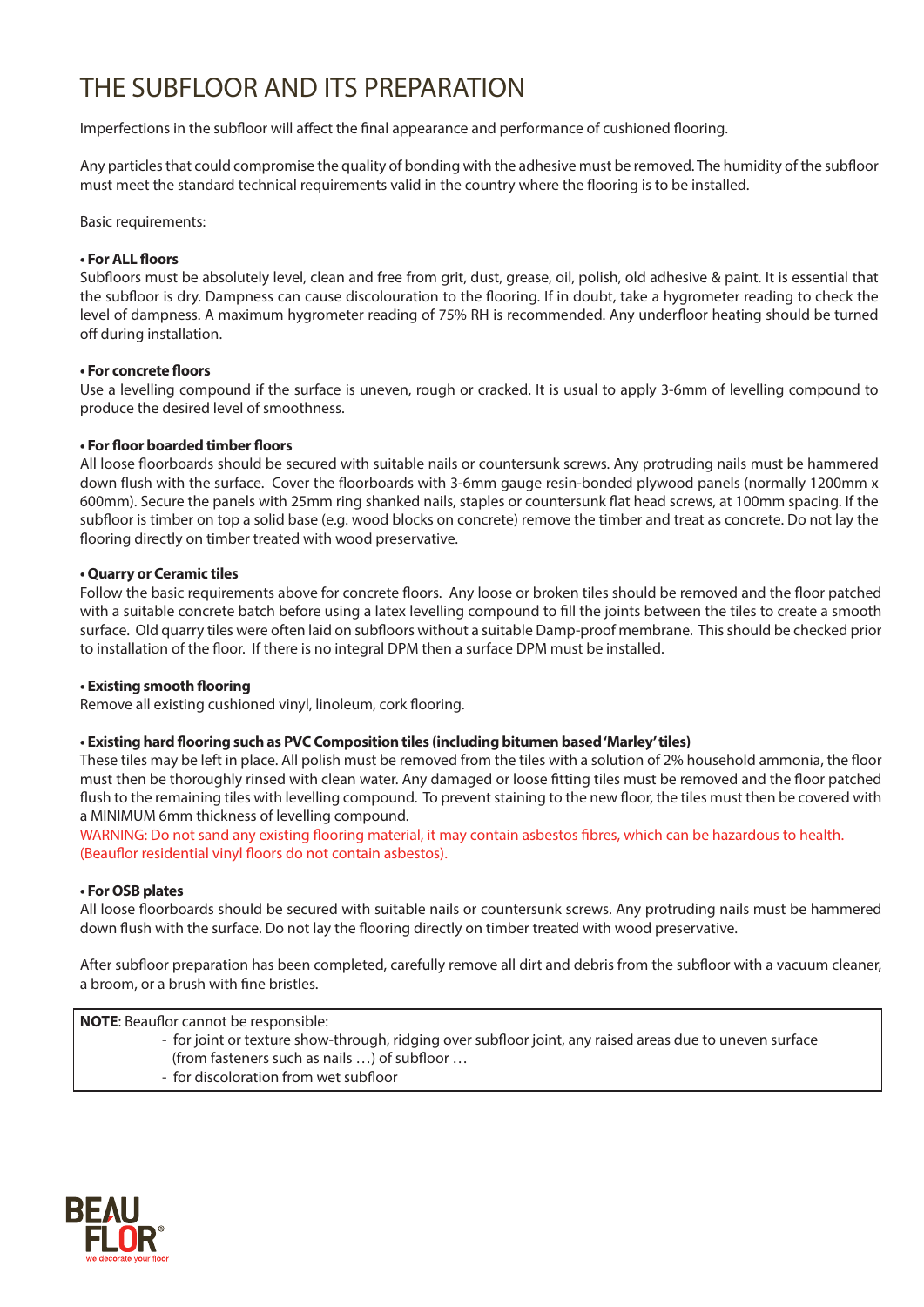# THE SUBFLOOR AND ITS PREPARATION

Imperfections in the subfloor will affect the final appearance and performance of cushioned flooring.

Any particles that could compromise the quality of bonding with the adhesive must be removed. The humidity of the subfloor must meet the standard technical requirements valid in the country where the flooring is to be installed.

Basic requirements:

**• For ALL floors**
Subfloors must be absolutely level, clean and free from grit, dust, grease, oil, polish, old adhesive & paint. It is essential that the subfloor is dry. Dampness can cause discolouration to the flooring. If in doubt, take a hygrometer reading to check the level of dampness. A maximum hygrometer reading of 75% RH is recommended. Any underfloor heating should be turned off during installation.

**• For concrete floors**
Use a levelling compound if the surface is uneven, rough or cracked. It is usual to apply 3-6mm of levelling compound to produce the desired level of smoothness.

**• For floor boarded timber floors**
All loose floorboards should be secured with suitable nails or countersunk screws. Any protruding nails must be hammered down flush with the surface. Cover the floorboards with 3-6mm gauge resin-bonded plywood panels (normally 1200mm x 600mm). Secure the panels with 25mm ring shanked nails, staples or countersunk flat head screws, at 100mm spacing. If the subfloor is timber on top a solid base (e.g. wood blocks on concrete) remove the timber and treat as concrete. Do not lay the flooring directly on timber treated with wood preservative.

**• Quarry or Ceramic tiles**
Follow the basic requirements above for concrete floors. Any loose or broken tiles should be removed and the floor patched with a suitable concrete batch before using a latex levelling compound to fill the joints between the tiles to create a smooth surface. Old quarry tiles were often laid on subfloors without a suitable Damp-proof membrane. This should be checked prior to installation of the floor. If there is no integral DPM then a surface DPM must be installed.

**• Existing smooth flooring**
Remove all existing cushioned vinyl, linoleum, cork flooring.

**• Existing hard flooring such as PVC Composition tiles (including bitumen based 'Marley' tiles)**
These tiles may be left in place. All polish must be removed from the tiles with a solution of 2% household ammonia, the floor must then be thoroughly rinsed with clean water. Any damaged or loose fitting tiles must be removed and the floor patched flush to the remaining tiles with levelling compound. To prevent staining to the new floor, the tiles must then be covered with a MINIMUM 6mm thickness of levelling compound.
WARNING: Do not sand any existing flooring material, it may contain asbestos fibres, which can be hazardous to health. (Beauflor residential vinyl floors do not contain asbestos).

**• For OSB plates**
All loose floorboards should be secured with suitable nails or countersunk screws. Any protruding nails must be hammered down flush with the surface. Do not lay the flooring directly on timber treated with wood preservative.

After subfloor preparation has been completed, carefully remove all dirt and debris from the subfloor with a vacuum cleaner, a broom, or a brush with fine bristles.

**NOTE**: Beauflor cannot be responsible:

- for joint or texture show-through, ridging over subfloor joint, any raised areas due to uneven surface (from fasteners such as nails …) of subfloor …
- for discoloration from wet subfloor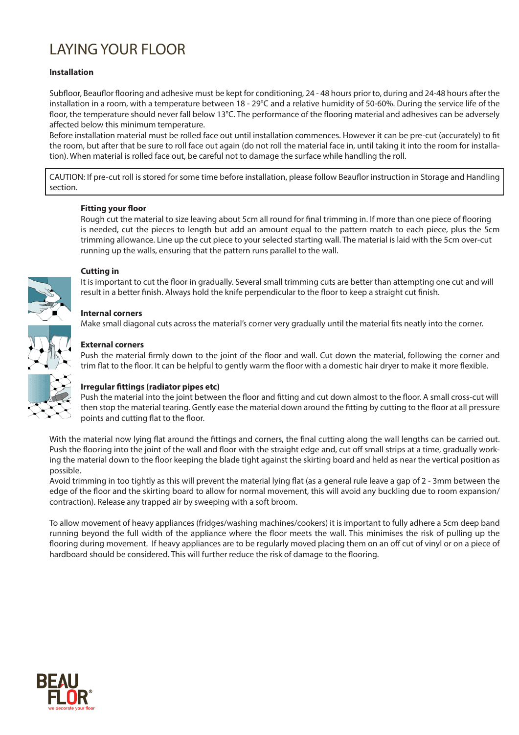# LAYING YOUR FLOOR

**Installation**

Subfloor, Beauflor flooring and adhesive must be kept for conditioning, 24 - 48 hours prior to, during and 24-48 hours after the installation in a room, with a temperature between 18 - 29°C and a relative humidity of 50-60%. During the service life of the floor, the temperature should never fall below 13°C. The performance of the flooring material and adhesives can be adversely affected below this minimum temperature.
Before installation material must be rolled face out until installation commences. However it can be pre-cut (accurately) to fit the room, but after that be sure to roll face out again (do not roll the material face in, until taking it into the room for installation). When material is rolled face out, be careful not to damage the surface while handling the roll.

CAUTION: If pre-cut roll is stored for some time before installation, please follow Beauflor instruction in Storage and Handling section.

**Fitting your floor**
Rough cut the material to size leaving about 5cm all round for final trimming in. If more than one piece of flooring is needed, cut the pieces to length but add an amount equal to the pattern match to each piece, plus the 5cm trimming allowance. Line up the cut piece to your selected starting wall. The material is laid with the 5cm over-cut running up the walls, ensuring that the pattern runs parallel to the wall.

**Cutting in**
It is important to cut the floor in gradually. Several small trimming cuts are better than attempting one cut and will result in a better finish. Always hold the knife perpendicular to the floor to keep a straight cut finish.

**Internal corners**
Make small diagonal cuts across the material's corner very gradually until the material fits neatly into the corner.

**External corners**
Push the material firmly down to the joint of the floor and wall. Cut down the material, following the corner and trim flat to the floor. It can be helpful to gently warm the floor with a domestic hair dryer to make it more flexible.

**Irregular fittings (radiator pipes etc)**
Push the material into the joint between the floor and fitting and cut down almost to the floor. A small cross-cut will then stop the material tearing. Gently ease the material down around the fitting by cutting to the floor at all pressure points and cutting flat to the floor.

With the material now lying flat around the fittings and corners, the final cutting along the wall lengths can be carried out. Push the flooring into the joint of the wall and floor with the straight edge and, cut off small strips at a time, gradually working the material down to the floor keeping the blade tight against the skirting board and held as near the vertical position as possible.
Avoid trimming in too tightly as this will prevent the material lying flat (as a general rule leave a gap of 2 - 3mm between the edge of the floor and the skirting board to allow for normal movement, this will avoid any buckling due to room expansion/contraction). Release any trapped air by sweeping with a soft broom.

To allow movement of heavy appliances (fridges/washing machines/cookers) it is important to fully adhere a 5cm deep band running beyond the full width of the appliance where the floor meets the wall. This minimises the risk of pulling up the flooring during movement. If heavy appliances are to be regularly moved placing them on an off cut of vinyl or on a piece of hardboard should be considered. This will further reduce the risk of damage to the flooring.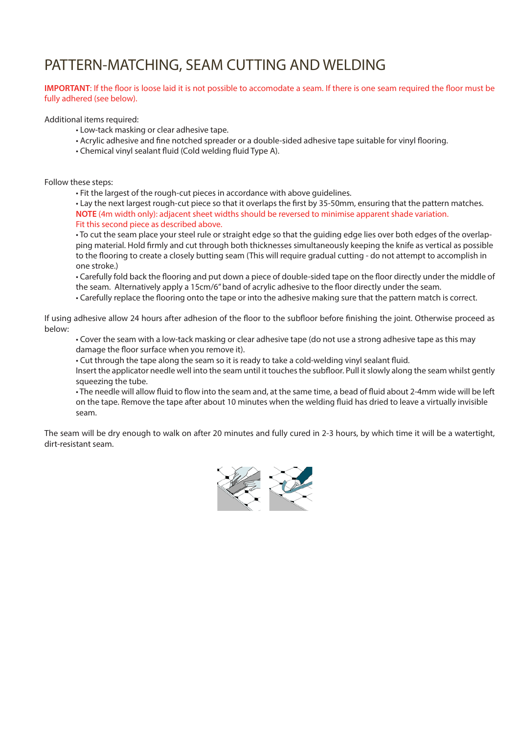# PATTERN-MATCHING, SEAM CUTTING AND WELDING

**IMPORTANT**: If the floor is loose laid it is not possible to accomodate a seam. If there is one seam required the floor must be fully adhered (see below).

Additional items required:

- Low-tack masking or clear adhesive tape.
- Acrylic adhesive and fine notched spreader or a double-sided adhesive tape suitable for vinyl flooring.
- Chemical vinyl sealant fluid (Cold welding fluid Type A).

Follow these steps:

- Fit the largest of the rough-cut pieces in accordance with above guidelines.
- Lay the next largest rough-cut piece so that it overlaps the first by 35-50mm, ensuring that the pattern matches.

  **NOTE** (4m width only): adjacent sheet widths should be reversed to minimise apparent shade variation.
  Fit this second piece as described above.
- To cut the seam place your steel rule or straight edge so that the guiding edge lies over both edges of the overlapping material. Hold firmly and cut through both thicknesses simultaneously keeping the knife as vertical as possible to the flooring to create a closely butting seam (This will require gradual cutting - do not attempt to accomplish in one stroke.)
- Carefully fold back the flooring and put down a piece of double-sided tape on the floor directly under the middle of the seam. Alternatively apply a 15cm/6" band of acrylic adhesive to the floor directly under the seam.
- Carefully replace the flooring onto the tape or into the adhesive making sure that the pattern match is correct.

If using adhesive allow 24 hours after adhesion of the floor to the subfloor before finishing the joint. Otherwise proceed as below:

- Cover the seam with a low-tack masking or clear adhesive tape (do not use a strong adhesive tape as this may damage the floor surface when you remove it).
- Cut through the tape along the seam so it is ready to take a cold-welding vinyl sealant fluid.

  Insert the applicator needle well into the seam until it touches the subfloor. Pull it slowly along the seam whilst gently squeezing the tube.
- The needle will allow fluid to flow into the seam and, at the same time, a bead of fluid about 2-4mm wide will be left on the tape. Remove the tape after about 10 minutes when the welding fluid has dried to leave a virtually invisible seam.

The seam will be dry enough to walk on after 20 minutes and fully cured in 2-3 hours, by which time it will be a watertight, dirt-resistant seam.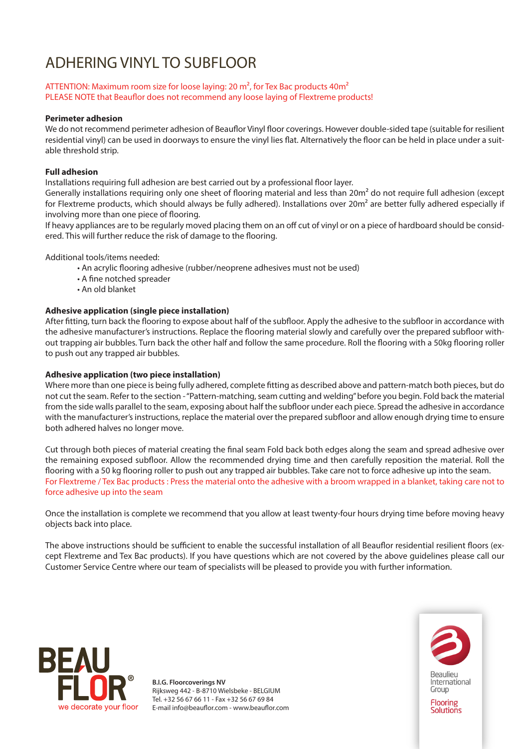# ADHERING VINYL TO SUBFLOOR

ATTENTION: Maximum room size for loose laying: 20 m², for Tex Bac products 40m²
PLEASE NOTE that Beauflor does not recommend any loose laying of Flextreme products!

**Perimeter adhesion**

We do not recommend perimeter adhesion of Beauflor Vinyl floor coverings. However double-sided tape (suitable for resilient residential vinyl) can be used in doorways to ensure the vinyl lies flat. Alternatively the floor can be held in place under a suitable threshold strip.

**Full adhesion**

Installations requiring full adhesion are best carried out by a professional floor layer.
Generally installations requiring only one sheet of flooring material and less than 20m² do not require full adhesion (except for Flextreme products, which should always be fully adhered). Installations over 20m² are better fully adhered especially if involving more than one piece of flooring.
If heavy appliances are to be regularly moved placing them on an off cut of vinyl or on a piece of hardboard should be considered. This will further reduce the risk of damage to the flooring.

Additional tools/items needed:

- An acrylic flooring adhesive (rubber/neoprene adhesives must not be used)
- A fine notched spreader
- An old blanket

**Adhesive application (single piece installation)**

After fitting, turn back the flooring to expose about half of the subfloor. Apply the adhesive to the subfloor in accordance with the adhesive manufacturer's instructions. Replace the flooring material slowly and carefully over the prepared subfloor without trapping air bubbles. Turn back the other half and follow the same procedure. Roll the flooring with a 50kg flooring roller to push out any trapped air bubbles.

**Adhesive application (two piece installation)**

Where more than one piece is being fully adhered, complete fitting as described above and pattern-match both pieces, but do not cut the seam. Refer to the section - "Pattern-matching, seam cutting and welding" before you begin. Fold back the material from the side walls parallel to the seam, exposing about half the subfloor under each piece. Spread the adhesive in accordance with the manufacturer's instructions, replace the material over the prepared subfloor and allow enough drying time to ensure both adhered halves no longer move.

Cut through both pieces of material creating the final seam Fold back both edges along the seam and spread adhesive over the remaining exposed subfloor. Allow the recommended drying time and then carefully reposition the material. Roll the flooring with a 50 kg flooring roller to push out any trapped air bubbles. Take care not to force adhesive up into the seam.
For Flextreme / Tex Bac products : Press the material onto the adhesive with a broom wrapped in a blanket, taking care not to force adhesive up into the seam

Once the installation is complete we recommend that you allow at least twenty-four hours drying time before moving heavy objects back into place.

The above instructions should be sufficient to enable the successful installation of all Beauflor residential resilient floors (except Flextreme and Tex Bac products). If you have questions which are not covered by the above guidelines please call our Customer Service Centre where our team of specialists will be pleased to provide you with further information.

BEAUFLOR® we decorate your floor

**B.I.G. Floorcoverings NV**
Rijksweg 442 - B-8710 Wielsbeke - BELGIUM
Tel. +32 56 67 66 11 - Fax +32 56 67 69 84
E-mail info@beauflor.com - www.beauflor.com

Beaulieu International Group
Flooring Solutions